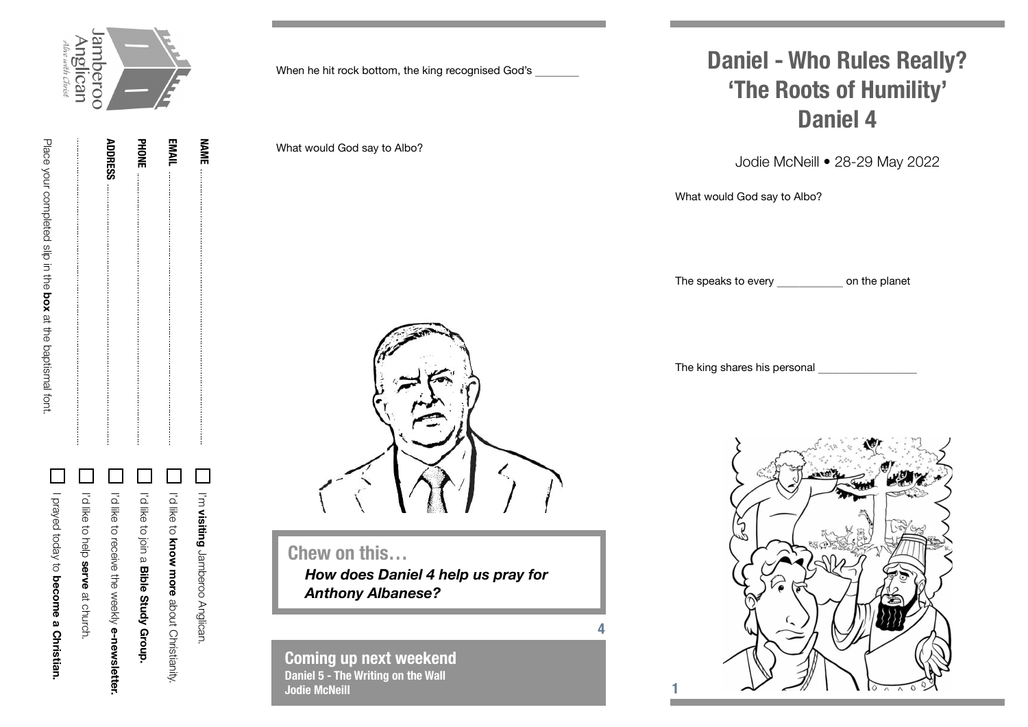# Daniel - Who Rules Really?
# 'The Roots of Humility'
# Daniel 4

Jodie McNeill • 28-29 May 2022

What would God say to Albo?

The speaks to every ___________ on the planet

The king shares his personal ________________

When he hit rock bottom, the king recognised God's _______

What would God say to Albo?

## Chew on this…

***How does Daniel 4 help us pray for Anthony Albanese?***

## Coming up next weekend

**Daniel 5 - The Writing on the Wall**
**Jodie McNeill**

Jamberoo Anglican
*Alive with Christ*

**NAME** ..........

**EMAIL** ..........

**PHONE** ..........

**ADDRESS** ..........

..........

- ☐ I'm **visiting** Jamberoo Anglican.
- ☐ I'd like to **know more** about Christianity.
- ☐ I'd like to join a **Bible Study Group.**
- ☐ I'd like to receive the weekly **e-newsletter.**
- ☐ I'd like to help **serve** at church.
- ☐ I prayed today to **become a Christian.**

Place your completed slip in the **box** at the baptismal font.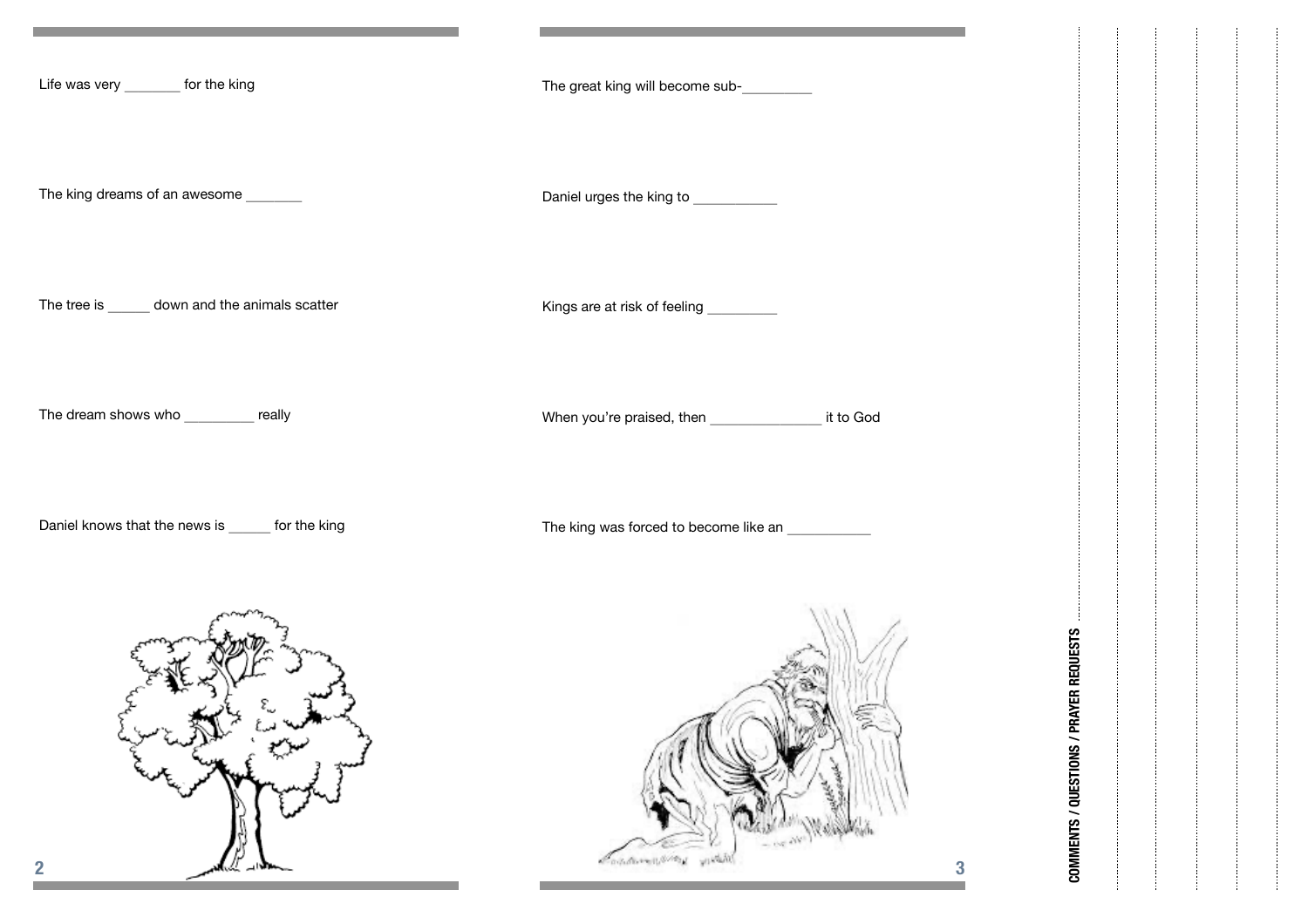Life was very _______ for the king

The king dreams of an awesome _______

The tree is _____ down and the animals scatter

The dream shows who _________ really

Daniel knows that the news is _____ for the king

The great king will become sub-_________

Daniel urges the king to ___________

Kings are at risk of feeling _________

When you're praised, then ______________ it to God

The king was forced to become like an ___________

COMMENTS / QUESTIONS / PRAYER REQUESTS